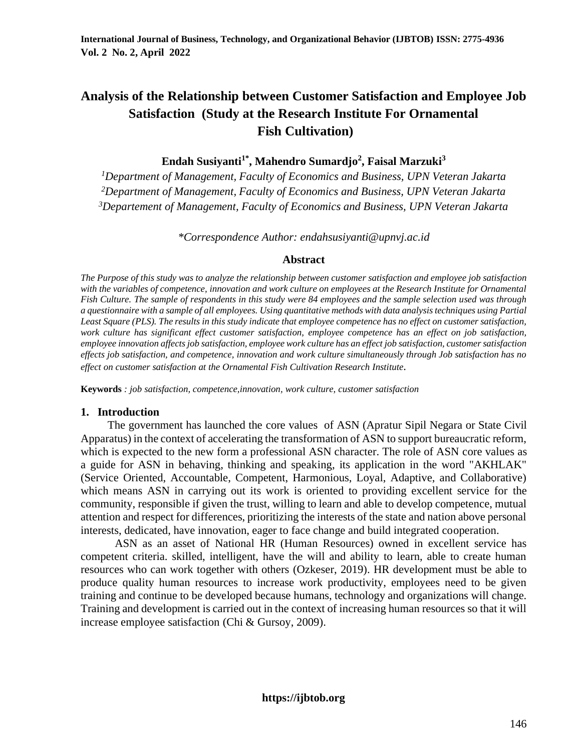# Analysis of the Relationship between Customer Satisfaction and Employee Job Satisfaction (Study at the Research Institute For Ornamental Fish Cultivation)

**Endah Susiyanti[1*], Mahendro Sumardjo[2], Faisal Marzuki[3]**

[1]*Department of Management, Faculty of Economics and Business, UPN Veteran Jakarta*
[2]*Department of Management, Faculty of Economics and Business, UPN Veteran Jakarta*
[3]*Departement of Management, Faculty of Economics and Business, UPN Veteran Jakarta*

*\*Correspondence Author: endahsusiyanti@upnvj.ac.id*

## Abstract

*The Purpose of this study was to analyze the relationship between customer satisfaction and employee job satisfaction with the variables of competence, innovation and work culture on employees at the Research Institute for Ornamental Fish Culture. The sample of respondents in this study were 84 employees and the sample selection used was through a questionnaire with a sample of all employees. Using quantitative methods with data analysis techniques using Partial Least Square (PLS). The results in this study indicate that employee competence has no effect on customer satisfaction, work culture has significant effect customer satisfaction, employee competence has an effect on job satisfaction, employee innovation affects job satisfaction, employee work culture has an effect job satisfaction, customer satisfaction effects job satisfaction, and competence, innovation and work culture simultaneously through Job satisfaction has no effect on customer satisfaction at the Ornamental Fish Cultivation Research Institute.*

**Keywords** *: job satisfaction, competence,innovation, work culture, customer satisfaction*

## 1. Introduction

The government has launched the core values of ASN (Apratur Sipil Negara or State Civil Apparatus) in the context of accelerating the transformation of ASN to support bureaucratic reform, which is expected to the new form a professional ASN character. The role of ASN core values as a guide for ASN in behaving, thinking and speaking, its application in the word "AKHLAK" (Service Oriented, Accountable, Competent, Harmonious, Loyal, Adaptive, and Collaborative) which means ASN in carrying out its work is oriented to providing excellent service for the community, responsible if given the trust, willing to learn and able to develop competence, mutual attention and respect for differences, prioritizing the interests of the state and nation above personal interests, dedicated, have innovation, eager to face change and build integrated cooperation.

ASN as an asset of National HR (Human Resources) owned in excellent service has competent criteria. skilled, intelligent, have the will and ability to learn, able to create human resources who can work together with others (Ozkeser, 2019). HR development must be able to produce quality human resources to increase work productivity, employees need to be given training and continue to be developed because humans, technology and organizations will change. Training and development is carried out in the context of increasing human resources so that it will increase employee satisfaction (Chi & Gursoy, 2009).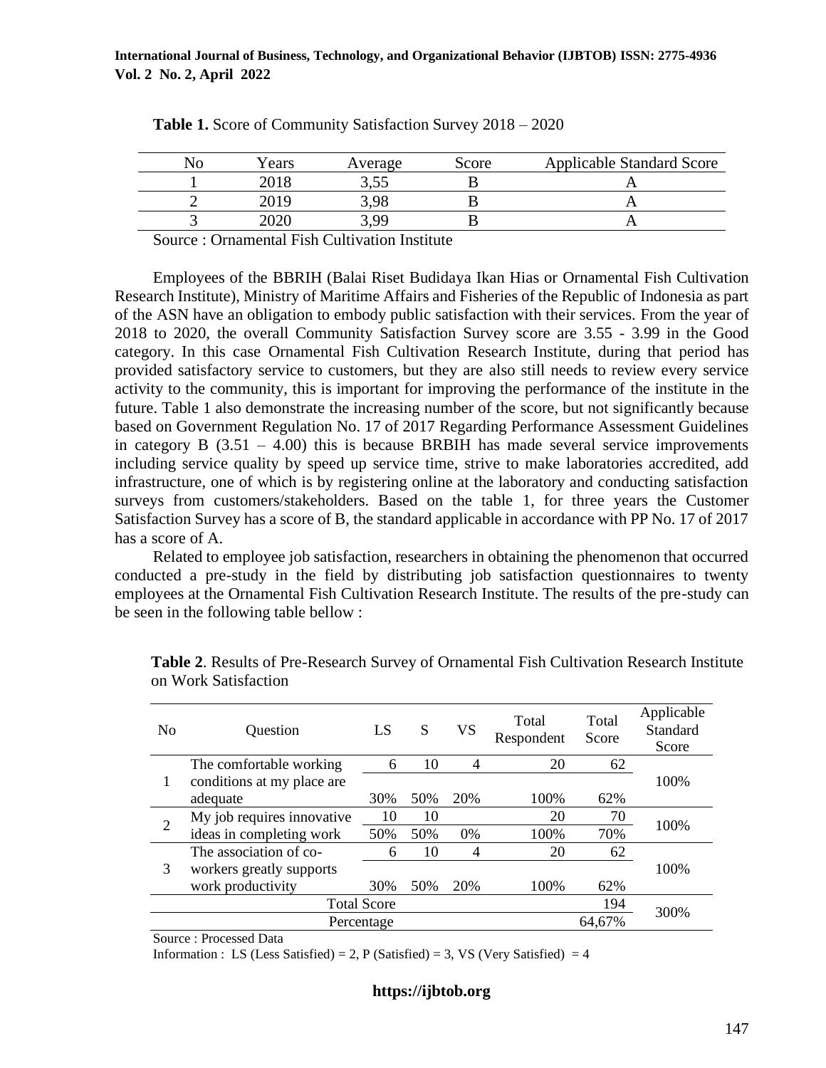**Table 1.** Score of Community Satisfaction Survey 2018 – 2020

| No | Years | Average | Score | Applicable Standard Score |
|---|---|---|---|---|
| 1 | 2018 | 3,55 | B | A |
| 2 | 2019 | 3,98 | B | A |
| 3 | 2020 | 3,99 | B | A |

Source : Ornamental Fish Cultivation Institute

Employees of the BBRIH (Balai Riset Budidaya Ikan Hias or Ornamental Fish Cultivation Research Institute), Ministry of Maritime Affairs and Fisheries of the Republic of Indonesia as part of the ASN have an obligation to embody public satisfaction with their services. From the year of 2018 to 2020, the overall Community Satisfaction Survey score are 3.55 - 3.99 in the Good category. In this case Ornamental Fish Cultivation Research Institute, during that period has provided satisfactory service to customers, but they are also still needs to review every service activity to the community, this is important for improving the performance of the institute in the future. Table 1 also demonstrate the increasing number of the score, but not significantly because based on Government Regulation No. 17 of 2017 Regarding Performance Assessment Guidelines in category B (3.51 – 4.00) this is because BRBIH has made several service improvements including service quality by speed up service time, strive to make laboratories accredited, add infrastructure, one of which is by registering online at the laboratory and conducting satisfaction surveys from customers/stakeholders. Based on the table 1, for three years the Customer Satisfaction Survey has a score of B, the standard applicable in accordance with PP No. 17 of 2017 has a score of A.

Related to employee job satisfaction, researchers in obtaining the phenomenon that occurred conducted a pre-study in the field by distributing job satisfaction questionnaires to twenty employees at the Ornamental Fish Cultivation Research Institute. The results of the pre-study can be seen in the following table bellow :

**Table 2**. Results of Pre-Research Survey of Ornamental Fish Cultivation Research Institute on Work Satisfaction

| No | Question | LS | S | VS | Total Respondent | Total Score | Applicable Standard Score |
|---|---|---|---|---|---|---|---|
| 1 | The comfortable working conditions at my place are adequate | 6 | 10 | 4 | 20 | 62 | 100% |
| | | 30% | 50% | 20% | 100% | 62% | |
| 2 | My job requires innovative ideas in completing work | 10 | 10 | | 20 | 70 | 100% |
| | | 50% | 50% | 0% | 100% | 70% | |
| 3 | The association of co-workers greatly supports work productivity | 6 | 10 | 4 | 20 | 62 | 100% |
| | | 30% | 50% | 20% | 100% | 62% | |
| Total Score | | | | | | 194 | 300% |
| Percentage | | | | | | 64,67% | |

Source : Processed Data

Information : LS (Less Satisfied) = 2, P (Satisfied) = 3, VS (Very Satisfied) = 4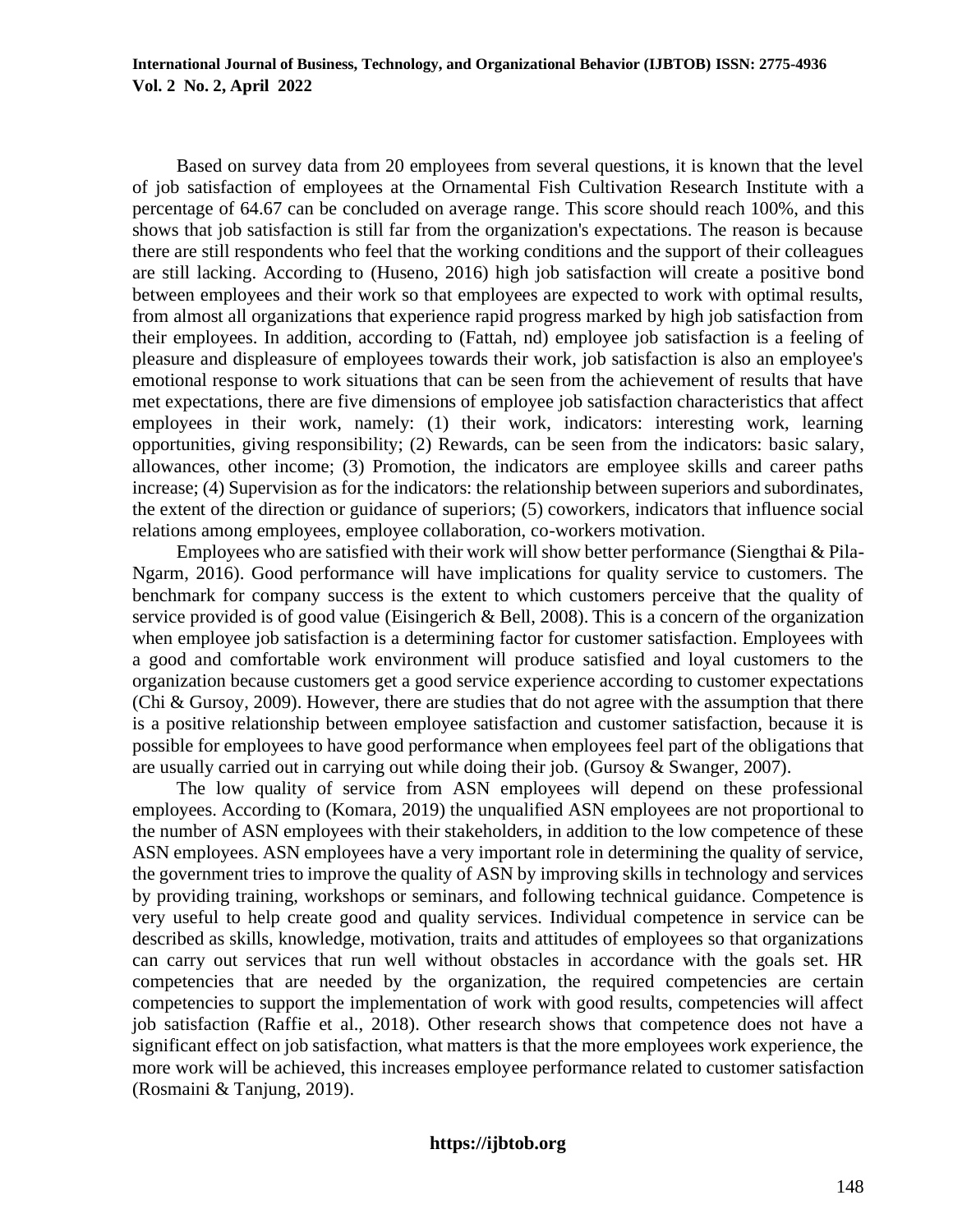Based on survey data from 20 employees from several questions, it is known that the level of job satisfaction of employees at the Ornamental Fish Cultivation Research Institute with a percentage of 64.67 can be concluded on average range. This score should reach 100%, and this shows that job satisfaction is still far from the organization's expectations. The reason is because there are still respondents who feel that the working conditions and the support of their colleagues are still lacking. According to (Huseno, 2016) high job satisfaction will create a positive bond between employees and their work so that employees are expected to work with optimal results, from almost all organizations that experience rapid progress marked by high job satisfaction from their employees. In addition, according to (Fattah, nd) employee job satisfaction is a feeling of pleasure and displeasure of employees towards their work, job satisfaction is also an employee's emotional response to work situations that can be seen from the achievement of results that have met expectations, there are five dimensions of employee job satisfaction characteristics that affect employees in their work, namely: (1) their work, indicators: interesting work, learning opportunities, giving responsibility; (2) Rewards, can be seen from the indicators: basic salary, allowances, other income; (3) Promotion, the indicators are employee skills and career paths increase; (4) Supervision as for the indicators: the relationship between superiors and subordinates, the extent of the direction or guidance of superiors; (5) coworkers, indicators that influence social relations among employees, employee collaboration, co-workers motivation.

Employees who are satisfied with their work will show better performance (Siengthai & Pila-Ngarm, 2016). Good performance will have implications for quality service to customers. The benchmark for company success is the extent to which customers perceive that the quality of service provided is of good value (Eisingerich & Bell, 2008). This is a concern of the organization when employee job satisfaction is a determining factor for customer satisfaction. Employees with a good and comfortable work environment will produce satisfied and loyal customers to the organization because customers get a good service experience according to customer expectations (Chi & Gursoy, 2009). However, there are studies that do not agree with the assumption that there is a positive relationship between employee satisfaction and customer satisfaction, because it is possible for employees to have good performance when employees feel part of the obligations that are usually carried out in carrying out while doing their job. (Gursoy & Swanger, 2007).

The low quality of service from ASN employees will depend on these professional employees. According to (Komara, 2019) the unqualified ASN employees are not proportional to the number of ASN employees with their stakeholders, in addition to the low competence of these ASN employees. ASN employees have a very important role in determining the quality of service, the government tries to improve the quality of ASN by improving skills in technology and services by providing training, workshops or seminars, and following technical guidance. Competence is very useful to help create good and quality services. Individual competence in service can be described as skills, knowledge, motivation, traits and attitudes of employees so that organizations can carry out services that run well without obstacles in accordance with the goals set. HR competencies that are needed by the organization, the required competencies are certain competencies to support the implementation of work with good results, competencies will affect job satisfaction (Raffie et al., 2018). Other research shows that competence does not have a significant effect on job satisfaction, what matters is that the more employees work experience, the more work will be achieved, this increases employee performance related to customer satisfaction (Rosmaini & Tanjung, 2019).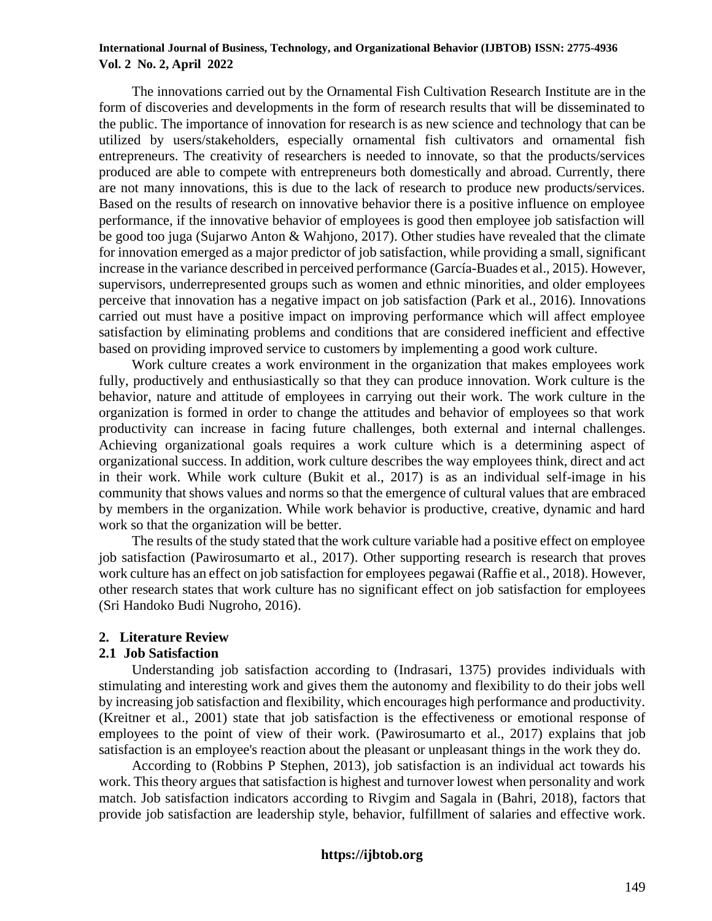The innovations carried out by the Ornamental Fish Cultivation Research Institute are in the form of discoveries and developments in the form of research results that will be disseminated to the public. The importance of innovation for research is as new science and technology that can be utilized by users/stakeholders, especially ornamental fish cultivators and ornamental fish entrepreneurs. The creativity of researchers is needed to innovate, so that the products/services produced are able to compete with entrepreneurs both domestically and abroad. Currently, there are not many innovations, this is due to the lack of research to produce new products/services. Based on the results of research on innovative behavior there is a positive influence on employee performance, if the innovative behavior of employees is good then employee job satisfaction will be good too juga (Sujarwo Anton & Wahjono, 2017). Other studies have revealed that the climate for innovation emerged as a major predictor of job satisfaction, while providing a small, significant increase in the variance described in perceived performance (García-Buades et al., 2015). However, supervisors, underrepresented groups such as women and ethnic minorities, and older employees perceive that innovation has a negative impact on job satisfaction (Park et al., 2016). Innovations carried out must have a positive impact on improving performance which will affect employee satisfaction by eliminating problems and conditions that are considered inefficient and effective based on providing improved service to customers by implementing a good work culture.

Work culture creates a work environment in the organization that makes employees work fully, productively and enthusiastically so that they can produce innovation. Work culture is the behavior, nature and attitude of employees in carrying out their work. The work culture in the organization is formed in order to change the attitudes and behavior of employees so that work productivity can increase in facing future challenges, both external and internal challenges. Achieving organizational goals requires a work culture which is a determining aspect of organizational success. In addition, work culture describes the way employees think, direct and act in their work. While work culture (Bukit et al., 2017) is as an individual self-image in his community that shows values and norms so that the emergence of cultural values that are embraced by members in the organization. While work behavior is productive, creative, dynamic and hard work so that the organization will be better.

The results of the study stated that the work culture variable had a positive effect on employee job satisfaction (Pawirosumarto et al., 2017). Other supporting research is research that proves work culture has an effect on job satisfaction for employees pegawai (Raffie et al., 2018). However, other research states that work culture has no significant effect on job satisfaction for employees (Sri Handoko Budi Nugroho, 2016).

## 2. Literature Review

### 2.1 Job Satisfaction

Understanding job satisfaction according to (Indrasari, 1375) provides individuals with stimulating and interesting work and gives them the autonomy and flexibility to do their jobs well by increasing job satisfaction and flexibility, which encourages high performance and productivity. (Kreitner et al., 2001) state that job satisfaction is the effectiveness or emotional response of employees to the point of view of their work. (Pawirosumarto et al., 2017) explains that job satisfaction is an employee's reaction about the pleasant or unpleasant things in the work they do.

According to (Robbins P Stephen, 2013), job satisfaction is an individual act towards his work. This theory argues that satisfaction is highest and turnover lowest when personality and work match. Job satisfaction indicators according to Rivgim and Sagala in (Bahri, 2018), factors that provide job satisfaction are leadership style, behavior, fulfillment of salaries and effective work.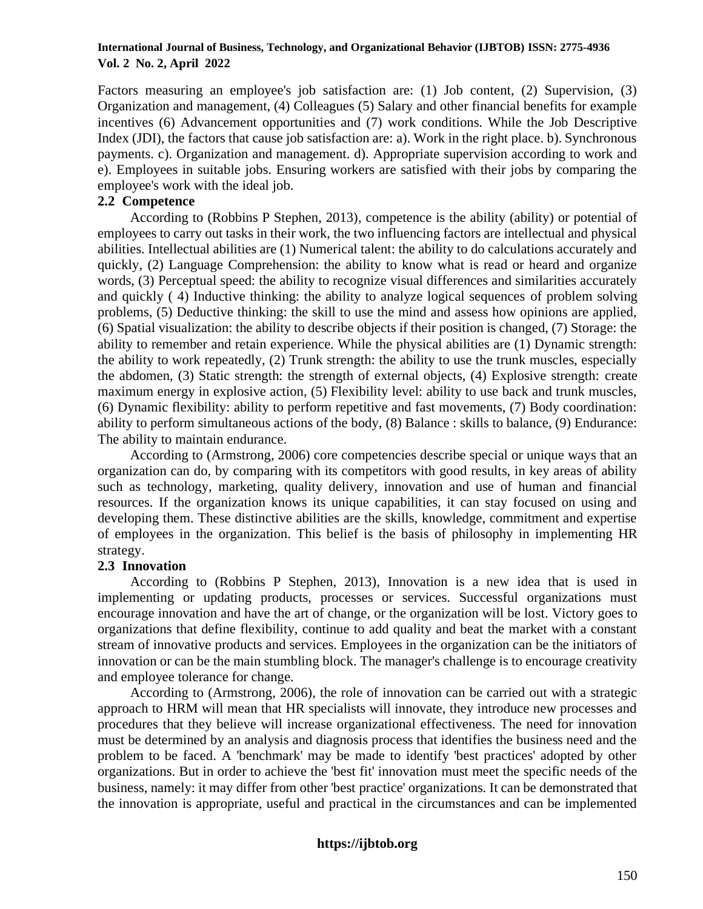Factors measuring an employee's job satisfaction are: (1) Job content, (2) Supervision, (3) Organization and management, (4) Colleagues (5) Salary and other financial benefits for example incentives (6) Advancement opportunities and (7) work conditions. While the Job Descriptive Index (JDI), the factors that cause job satisfaction are: a). Work in the right place. b). Synchronous payments. c). Organization and management. d). Appropriate supervision according to work and e). Employees in suitable jobs. Ensuring workers are satisfied with their jobs by comparing the employee's work with the ideal job.

### 2.2 Competence

According to (Robbins P Stephen, 2013), competence is the ability (ability) or potential of employees to carry out tasks in their work, the two influencing factors are intellectual and physical abilities. Intellectual abilities are (1) Numerical talent: the ability to do calculations accurately and quickly, (2) Language Comprehension: the ability to know what is read or heard and organize words, (3) Perceptual speed: the ability to recognize visual differences and similarities accurately and quickly ( 4) Inductive thinking: the ability to analyze logical sequences of problem solving problems, (5) Deductive thinking: the skill to use the mind and assess how opinions are applied, (6) Spatial visualization: the ability to describe objects if their position is changed, (7) Storage: the ability to remember and retain experience. While the physical abilities are (1) Dynamic strength: the ability to work repeatedly, (2) Trunk strength: the ability to use the trunk muscles, especially the abdomen, (3) Static strength: the strength of external objects, (4) Explosive strength: create maximum energy in explosive action, (5) Flexibility level: ability to use back and trunk muscles, (6) Dynamic flexibility: ability to perform repetitive and fast movements, (7) Body coordination: ability to perform simultaneous actions of the body, (8) Balance : skills to balance, (9) Endurance: The ability to maintain endurance.

According to (Armstrong, 2006) core competencies describe special or unique ways that an organization can do, by comparing with its competitors with good results, in key areas of ability such as technology, marketing, quality delivery, innovation and use of human and financial resources. If the organization knows its unique capabilities, it can stay focused on using and developing them. These distinctive abilities are the skills, knowledge, commitment and expertise of employees in the organization. This belief is the basis of philosophy in implementing HR strategy.

### 2.3 Innovation

According to (Robbins P Stephen, 2013), Innovation is a new idea that is used in implementing or updating products, processes or services. Successful organizations must encourage innovation and have the art of change, or the organization will be lost. Victory goes to organizations that define flexibility, continue to add quality and beat the market with a constant stream of innovative products and services. Employees in the organization can be the initiators of innovation or can be the main stumbling block. The manager's challenge is to encourage creativity and employee tolerance for change.

According to (Armstrong, 2006), the role of innovation can be carried out with a strategic approach to HRM will mean that HR specialists will innovate, they introduce new processes and procedures that they believe will increase organizational effectiveness. The need for innovation must be determined by an analysis and diagnosis process that identifies the business need and the problem to be faced. A 'benchmark' may be made to identify 'best practices' adopted by other organizations. But in order to achieve the 'best fit' innovation must meet the specific needs of the business, namely: it may differ from other 'best practice' organizations. It can be demonstrated that the innovation is appropriate, useful and practical in the circumstances and can be implemented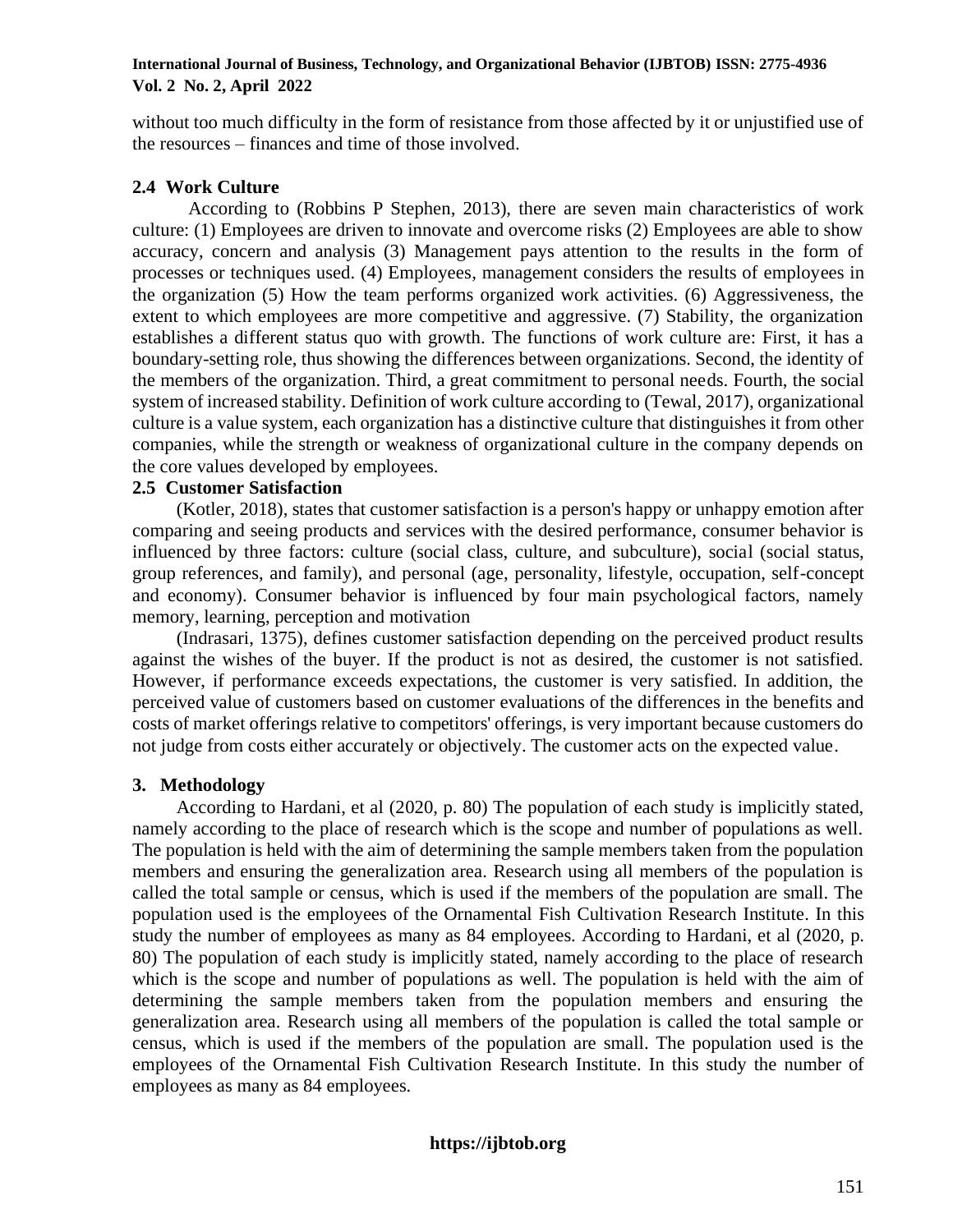without too much difficulty in the form of resistance from those affected by it or unjustified use of the resources – finances and time of those involved.

## 2.4 Work Culture

According to (Robbins P Stephen, 2013), there are seven main characteristics of work culture: (1) Employees are driven to innovate and overcome risks (2) Employees are able to show accuracy, concern and analysis (3) Management pays attention to the results in the form of processes or techniques used. (4) Employees, management considers the results of employees in the organization (5) How the team performs organized work activities. (6) Aggressiveness, the extent to which employees are more competitive and aggressive. (7) Stability, the organization establishes a different status quo with growth. The functions of work culture are: First, it has a boundary-setting role, thus showing the differences between organizations. Second, the identity of the members of the organization. Third, a great commitment to personal needs. Fourth, the social system of increased stability. Definition of work culture according to (Tewal, 2017), organizational culture is a value system, each organization has a distinctive culture that distinguishes it from other companies, while the strength or weakness of organizational culture in the company depends on the core values developed by employees.

## 2.5 Customer Satisfaction

(Kotler, 2018), states that customer satisfaction is a person's happy or unhappy emotion after comparing and seeing products and services with the desired performance, consumer behavior is influenced by three factors: culture (social class, culture, and subculture), social (social status, group references, and family), and personal (age, personality, lifestyle, occupation, self-concept and economy). Consumer behavior is influenced by four main psychological factors, namely memory, learning, perception and motivation

(Indrasari, 1375), defines customer satisfaction depending on the perceived product results against the wishes of the buyer. If the product is not as desired, the customer is not satisfied. However, if performance exceeds expectations, the customer is very satisfied. In addition, the perceived value of customers based on customer evaluations of the differences in the benefits and costs of market offerings relative to competitors' offerings, is very important because customers do not judge from costs either accurately or objectively. The customer acts on the expected value.

# 3. Methodology

According to Hardani, et al (2020, p. 80) The population of each study is implicitly stated, namely according to the place of research which is the scope and number of populations as well. The population is held with the aim of determining the sample members taken from the population members and ensuring the generalization area. Research using all members of the population is called the total sample or census, which is used if the members of the population are small. The population used is the employees of the Ornamental Fish Cultivation Research Institute. In this study the number of employees as many as 84 employees. According to Hardani, et al (2020, p. 80) The population of each study is implicitly stated, namely according to the place of research which is the scope and number of populations as well. The population is held with the aim of determining the sample members taken from the population members and ensuring the generalization area. Research using all members of the population is called the total sample or census, which is used if the members of the population are small. The population used is the employees of the Ornamental Fish Cultivation Research Institute. In this study the number of employees as many as 84 employees.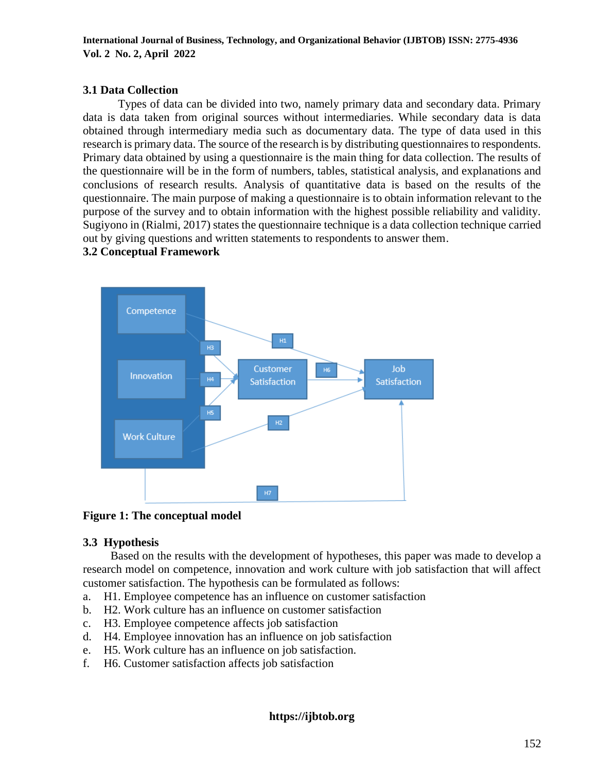### 3.1 Data Collection

Types of data can be divided into two, namely primary data and secondary data. Primary data is data taken from original sources without intermediaries. While secondary data is data obtained through intermediary media such as documentary data. The type of data used in this research is primary data. The source of the research is by distributing questionnaires to respondents. Primary data obtained by using a questionnaire is the main thing for data collection. The results of the questionnaire will be in the form of numbers, tables, statistical analysis, and explanations and conclusions of research results. Analysis of quantitative data is based on the results of the questionnaire. The main purpose of making a questionnaire is to obtain information relevant to the purpose of the survey and to obtain information with the highest possible reliability and validity. Sugiyono in (Rialmi, 2017) states the questionnaire technique is a data collection technique carried out by giving questions and written statements to respondents to answer them.

### 3.2 Conceptual Framework

**Figure 1: The conceptual model**

### 3.3 Hypothesis

Based on the results with the development of hypotheses, this paper was made to develop a research model on competence, innovation and work culture with job satisfaction that will affect customer satisfaction. The hypothesis can be formulated as follows:

a. H1. Employee competence has an influence on customer satisfaction
b. H2. Work culture has an influence on customer satisfaction
c. H3. Employee competence affects job satisfaction
d. H4. Employee innovation has an influence on job satisfaction
e. H5. Work culture has an influence on job satisfaction.
f. H6. Customer satisfaction affects job satisfaction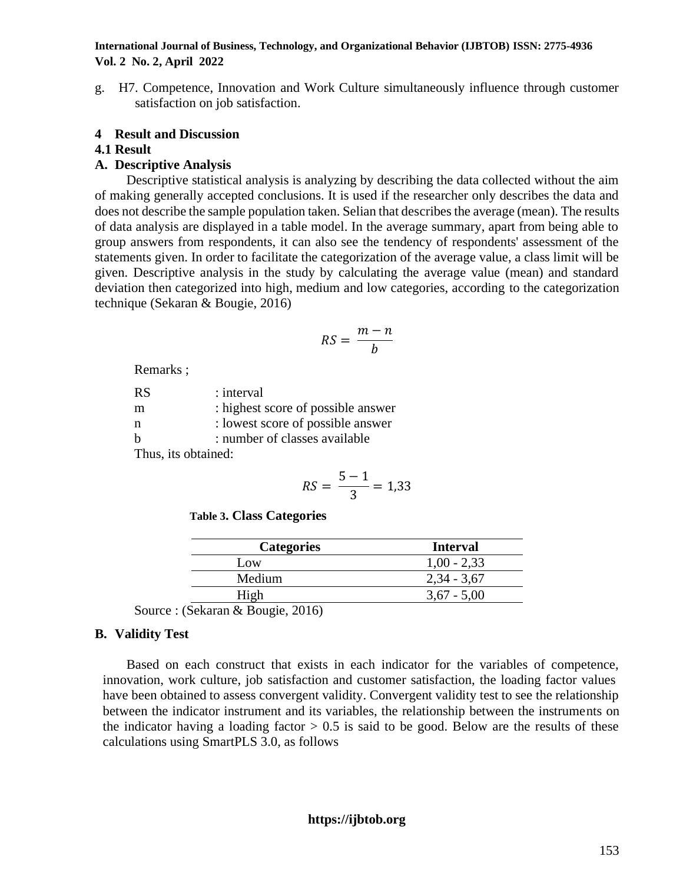g. H7. Competence, Innovation and Work Culture simultaneously influence through customer satisfaction on job satisfaction.

## 4 Result and Discussion

### 4.1 Result

### A. Descriptive Analysis

Descriptive statistical analysis is analyzing by describing the data collected without the aim of making generally accepted conclusions. It is used if the researcher only describes the data and does not describe the sample population taken. Selian that describes the average (mean). The results of data analysis are displayed in a table model. In the average summary, apart from being able to group answers from respondents, it can also see the tendency of respondents' assessment of the statements given. In order to facilitate the categorization of the average value, a class limit will be given. Descriptive analysis in the study by calculating the average value (mean) and standard deviation then categorized into high, medium and low categories, according to the categorization technique (Sekaran & Bougie, 2016)

$$RS = \frac{m - n}{b}$$

Remarks ;

RS : interval
m : highest score of possible answer
n : lowest score of possible answer
b : number of classes available

Thus, its obtained:

$$RS = \frac{5 - 1}{3} = 1{,}33$$

**Table 3. Class Categories**

| Categories | Interval |
|---|---|
| Low | 1,00 - 2,33 |
| Medium | 2,34 - 3,67 |
| High | 3,67 - 5,00 |

Source : (Sekaran & Bougie, 2016)

### B. Validity Test

Based on each construct that exists in each indicator for the variables of competence, innovation, work culture, job satisfaction and customer satisfaction, the loading factor values have been obtained to assess convergent validity. Convergent validity test to see the relationship between the indicator instrument and its variables, the relationship between the instruments on the indicator having a loading factor > 0.5 is said to be good. Below are the results of these calculations using SmartPLS 3.0, as follows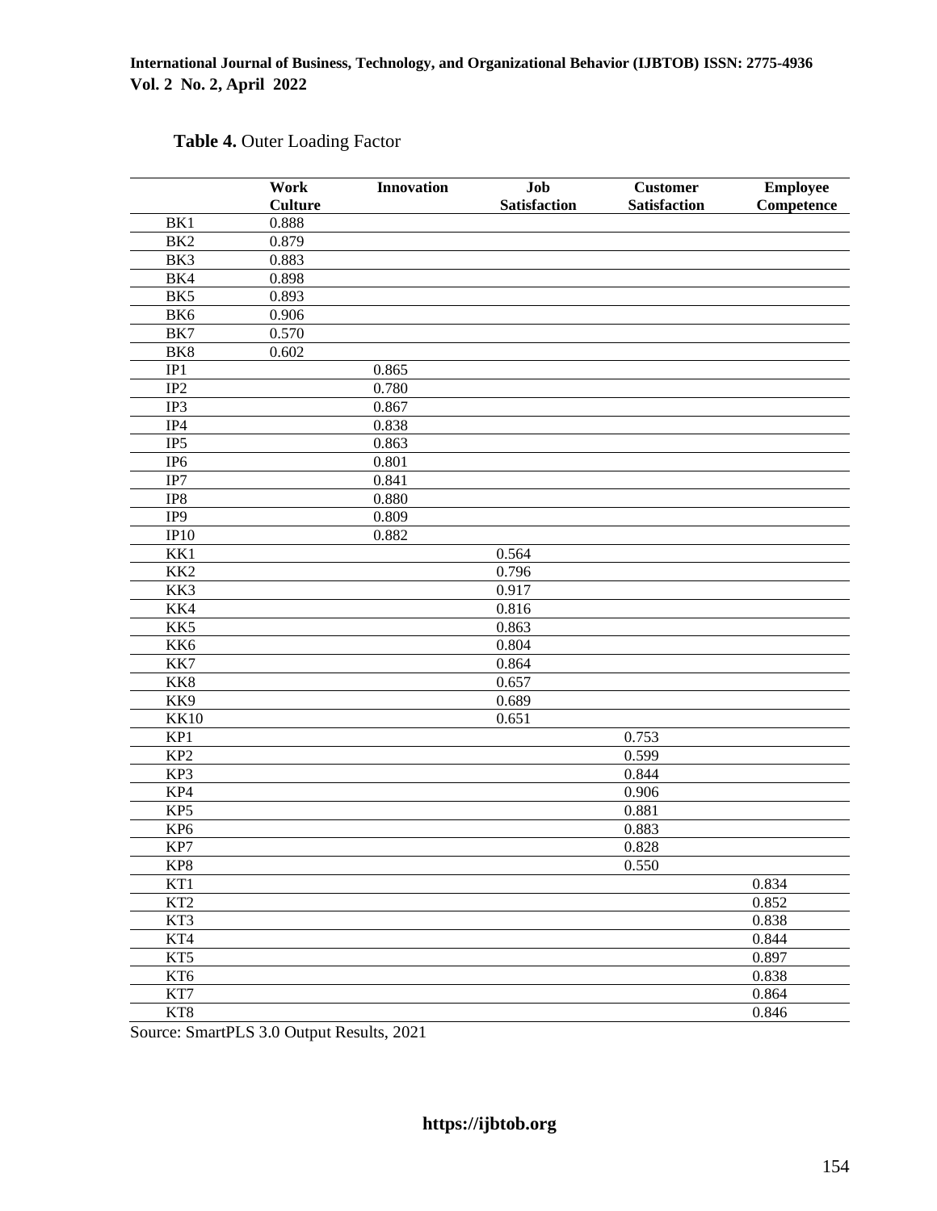**Table 4.** Outer Loading Factor

| | Work Culture | Innovation | Job Satisfaction | Customer Satisfaction | Employee Competence |
|---|---|---|---|---|---|
| BK1 | 0.888 | | | | |
| BK2 | 0.879 | | | | |
| BK3 | 0.883 | | | | |
| BK4 | 0.898 | | | | |
| BK5 | 0.893 | | | | |
| BK6 | 0.906 | | | | |
| BK7 | 0.570 | | | | |
| BK8 | 0.602 | | | | |
| IP1 | | 0.865 | | | |
| IP2 | | 0.780 | | | |
| IP3 | | 0.867 | | | |
| IP4 | | 0.838 | | | |
| IP5 | | 0.863 | | | |
| IP6 | | 0.801 | | | |
| IP7 | | 0.841 | | | |
| IP8 | | 0.880 | | | |
| IP9 | | 0.809 | | | |
| IP10 | | 0.882 | | | |
| KK1 | | | 0.564 | | |
| KK2 | | | 0.796 | | |
| KK3 | | | 0.917 | | |
| KK4 | | | 0.816 | | |
| KK5 | | | 0.863 | | |
| KK6 | | | 0.804 | | |
| KK7 | | | 0.864 | | |
| KK8 | | | 0.657 | | |
| KK9 | | | 0.689 | | |
| KK10 | | | 0.651 | | |
| KP1 | | | | 0.753 | |
| KP2 | | | | 0.599 | |
| KP3 | | | | 0.844 | |
| KP4 | | | | 0.906 | |
| KP5 | | | | 0.881 | |
| KP6 | | | | 0.883 | |
| KP7 | | | | 0.828 | |
| KP8 | | | | 0.550 | |
| KT1 | | | | | 0.834 |
| KT2 | | | | | 0.852 |
| KT3 | | | | | 0.838 |
| KT4 | | | | | 0.844 |
| KT5 | | | | | 0.897 |
| KT6 | | | | | 0.838 |
| KT7 | | | | | 0.864 |
| KT8 | | | | | 0.846 |

Source: SmartPLS 3.0 Output Results, 2021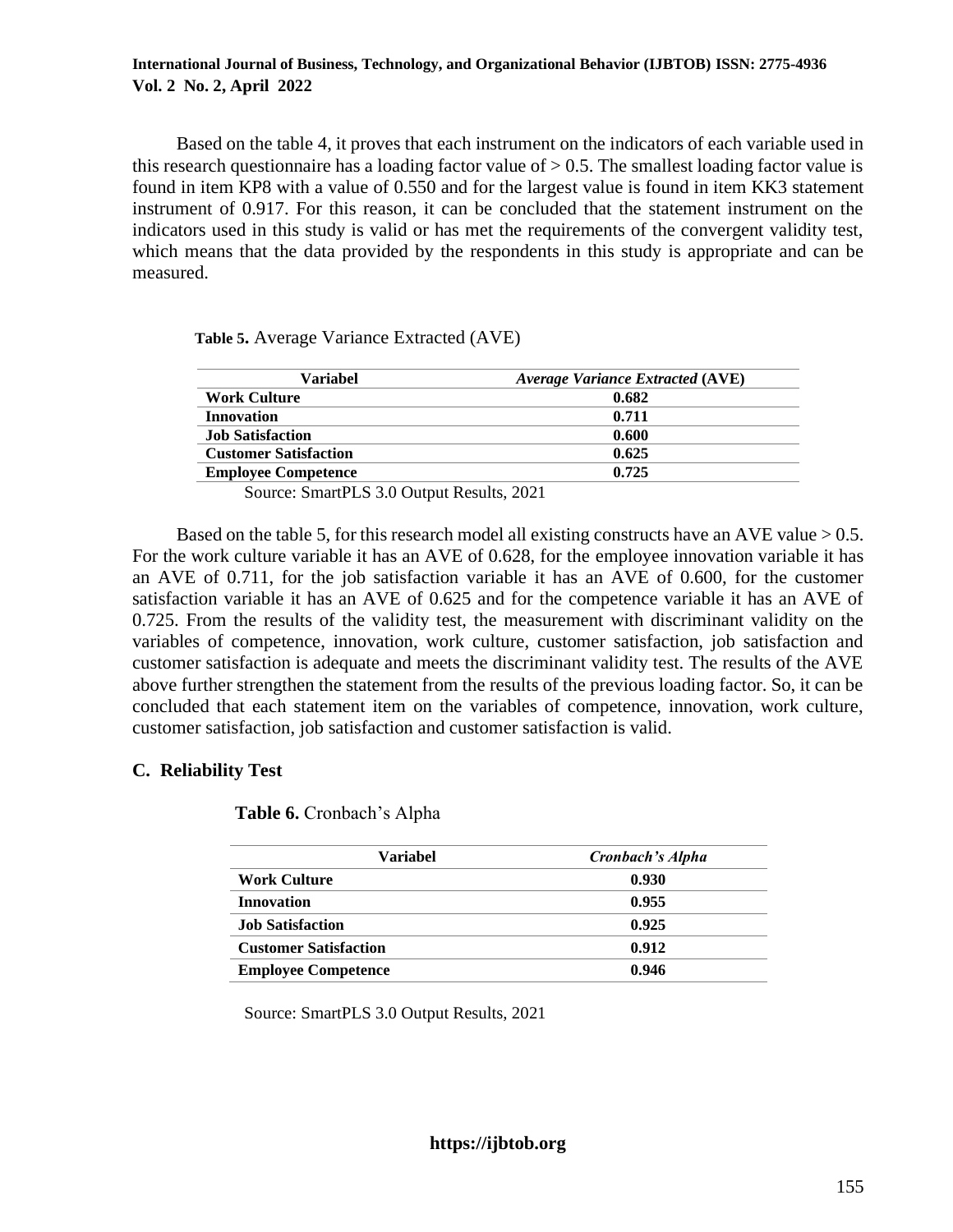Based on the table 4, it proves that each instrument on the indicators of each variable used in this research questionnaire has a loading factor value of > 0.5. The smallest loading factor value is found in item KP8 with a value of 0.550 and for the largest value is found in item KK3 statement instrument of 0.917. For this reason, it can be concluded that the statement instrument on the indicators used in this study is valid or has met the requirements of the convergent validity test, which means that the data provided by the respondents in this study is appropriate and can be measured.

**Table 5.** Average Variance Extracted (AVE)

| Variabel | *Average Variance Extracted* (AVE) |
| --- | --- |
| **Work Culture** | **0.682** |
| **Innovation** | **0.711** |
| **Job Satisfaction** | **0.600** |
| **Customer Satisfaction** | **0.625** |
| **Employee Competence** | **0.725** |

Source: SmartPLS 3.0 Output Results, 2021

Based on the table 5, for this research model all existing constructs have an AVE value > 0.5. For the work culture variable it has an AVE of 0.628, for the employee innovation variable it has an AVE of 0.711, for the job satisfaction variable it has an AVE of 0.600, for the customer satisfaction variable it has an AVE of 0.625 and for the competence variable it has an AVE of 0.725. From the results of the validity test, the measurement with discriminant validity on the variables of competence, innovation, work culture, customer satisfaction, job satisfaction and customer satisfaction is adequate and meets the discriminant validity test. The results of the AVE above further strengthen the statement from the results of the previous loading factor. So, it can be concluded that each statement item on the variables of competence, innovation, work culture, customer satisfaction, job satisfaction and customer satisfaction is valid.

## C. Reliability Test

**Table 6.** Cronbach's Alpha

| Variabel | *Cronbach's Alpha* |
| --- | --- |
| **Work Culture** | **0.930** |
| **Innovation** | **0.955** |
| **Job Satisfaction** | **0.925** |
| **Customer Satisfaction** | **0.912** |
| **Employee Competence** | **0.946** |

Source: SmartPLS 3.0 Output Results, 2021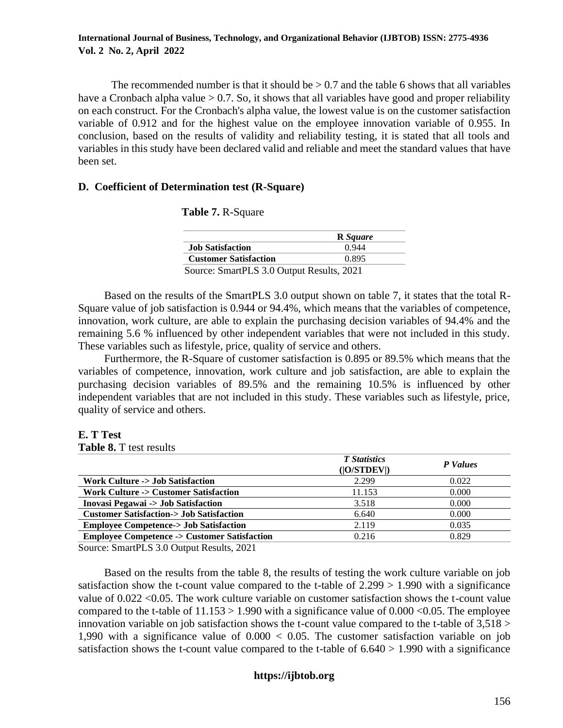The recommended number is that it should be > 0.7 and the table 6 shows that all variables have a Cronbach alpha value > 0.7. So, it shows that all variables have good and proper reliability on each construct. For the Cronbach's alpha value, the lowest value is on the customer satisfaction variable of 0.912 and for the highest value on the employee innovation variable of 0.955. In conclusion, based on the results of validity and reliability testing, it is stated that all tools and variables in this study have been declared valid and reliable and meet the standard values that have been set.

### D. Coefficient of Determination test (R-Square)

**Table 7.** R-Square

| | **R *Square*** |
|---|---|
| **Job Satisfaction** | 0.944 |
| **Customer Satisfaction** | 0.895 |

Source: SmartPLS 3.0 Output Results, 2021

Based on the results of the SmartPLS 3.0 output shown on table 7, it states that the total R-Square value of job satisfaction is 0.944 or 94.4%, which means that the variables of competence, innovation, work culture, are able to explain the purchasing decision variables of 94.4% and the remaining 5.6 % influenced by other independent variables that were not included in this study. These variables such as lifestyle, price, quality of service and others.

Furthermore, the R-Square of customer satisfaction is 0.895 or 89.5% which means that the variables of competence, innovation, work culture and job satisfaction, are able to explain the purchasing decision variables of 89.5% and the remaining 10.5% is influenced by other independent variables that are not included in this study. These variables such as lifestyle, price, quality of service and others.

### E. T Test

**Table 8.** T test results

| | ***T Statistics* (\|O/STDEV\|)** | ***P Values*** |
|---|---|---|
| **Work Culture -> Job Satisfaction** | 2.299 | 0.022 |
| **Work Culture -> Customer Satisfaction** | 11.153 | 0.000 |
| **Inovasi Pegawai -> Job Satisfaction** | 3.518 | 0.000 |
| **Customer Satisfaction-> Job Satisfaction** | 6.640 | 0.000 |
| **Employee Competence-> Job Satisfaction** | 2.119 | 0.035 |
| **Employee Competence -> Customer Satisfaction** | 0.216 | 0.829 |

Source: SmartPLS 3.0 Output Results, 2021

Based on the results from the table 8, the results of testing the work culture variable on job satisfaction show the t-count value compared to the t-table of 2.299 > 1.990 with a significance value of 0.022 <0.05. The work culture variable on customer satisfaction shows the t-count value compared to the t-table of 11.153 > 1.990 with a significance value of 0.000 <0.05. The employee innovation variable on job satisfaction shows the t-count value compared to the t-table of 3,518 > 1,990 with a significance value of 0.000 < 0.05. The customer satisfaction variable on job satisfaction shows the t-count value compared to the t-table of 6.640 > 1.990 with a significance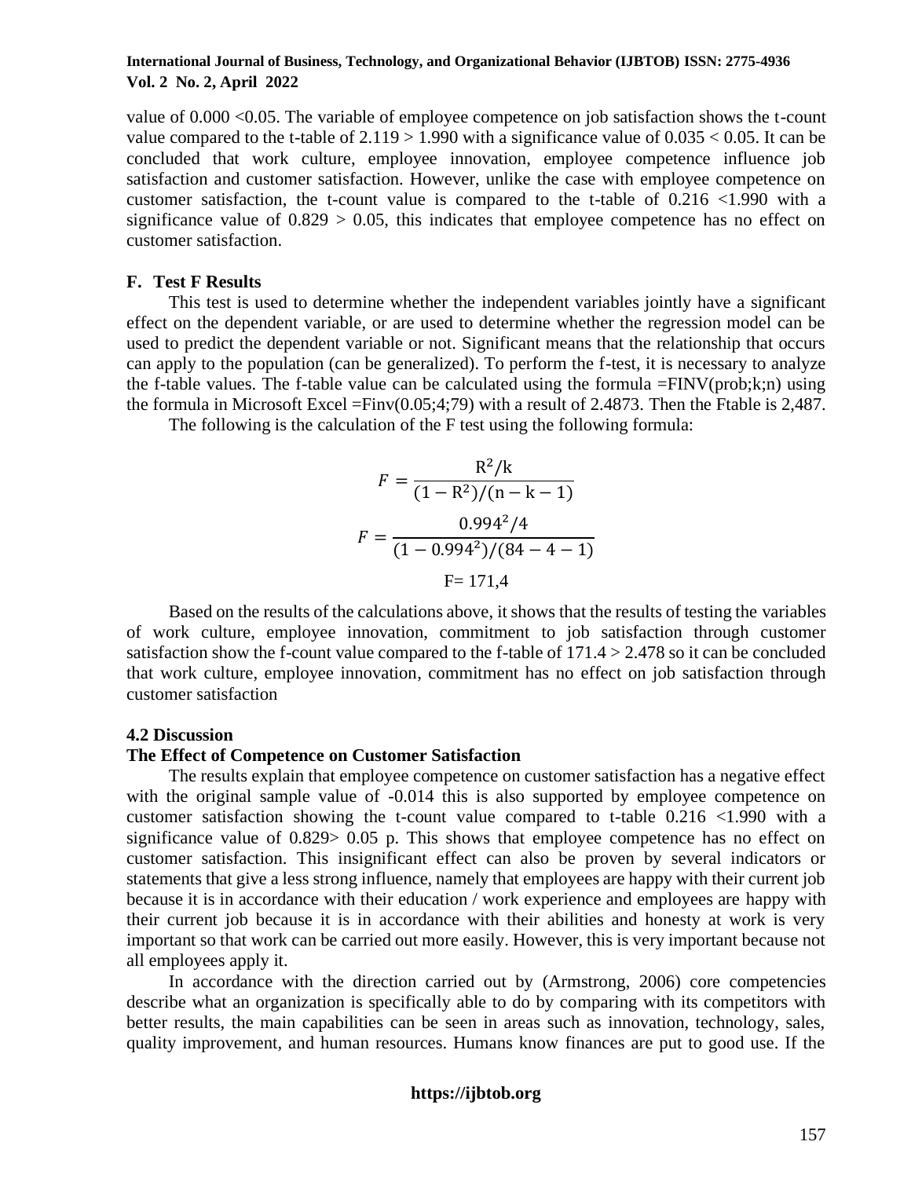value of 0.000 <0.05. The variable of employee competence on job satisfaction shows the t-count value compared to the t-table of 2.119 > 1.990 with a significance value of 0.035 < 0.05. It can be concluded that work culture, employee innovation, employee competence influence job satisfaction and customer satisfaction. However, unlike the case with employee competence on customer satisfaction, the t-count value is compared to the t-table of 0.216 <1.990 with a significance value of 0.829 > 0.05, this indicates that employee competence has no effect on customer satisfaction.

### F. Test F Results

This test is used to determine whether the independent variables jointly have a significant effect on the dependent variable, or are used to determine whether the regression model can be used to predict the dependent variable or not. Significant means that the relationship that occurs can apply to the population (can be generalized). To perform the f-test, it is necessary to analyze the f-table values. The f-table value can be calculated using the formula =FINV(prob;k;n) using the formula in Microsoft Excel =Finv(0.05;4;79) with a result of 2.4873. Then the Ftable is 2,487.

The following is the calculation of the F test using the following formula:

$$F = \frac{\mathrm{R}^2/\mathrm{k}}{(1-\mathrm{R}^2)/(\mathrm{n}-\mathrm{k}-1)}$$

$$F = \frac{0.994^2/4}{(1-0.994^2)/(84-4-1)}$$

F= 171,4

Based on the results of the calculations above, it shows that the results of testing the variables of work culture, employee innovation, commitment to job satisfaction through customer satisfaction show the f-count value compared to the f-table of 171.4 > 2.478 so it can be concluded that work culture, employee innovation, commitment has no effect on job satisfaction through customer satisfaction

## 4.2 Discussion

### The Effect of Competence on Customer Satisfaction

The results explain that employee competence on customer satisfaction has a negative effect with the original sample value of -0.014 this is also supported by employee competence on customer satisfaction showing the t-count value compared to t-table 0.216 <1.990 with a significance value of 0.829> 0.05 p. This shows that employee competence has no effect on customer satisfaction. This insignificant effect can also be proven by several indicators or statements that give a less strong influence, namely that employees are happy with their current job because it is in accordance with their education / work experience and employees are happy with their current job because it is in accordance with their abilities and honesty at work is very important so that work can be carried out more easily. However, this is very important because not all employees apply it.

In accordance with the direction carried out by (Armstrong, 2006) core competencies describe what an organization is specifically able to do by comparing with its competitors with better results, the main capabilities can be seen in areas such as innovation, technology, sales, quality improvement, and human resources. Humans know finances are put to good use. If the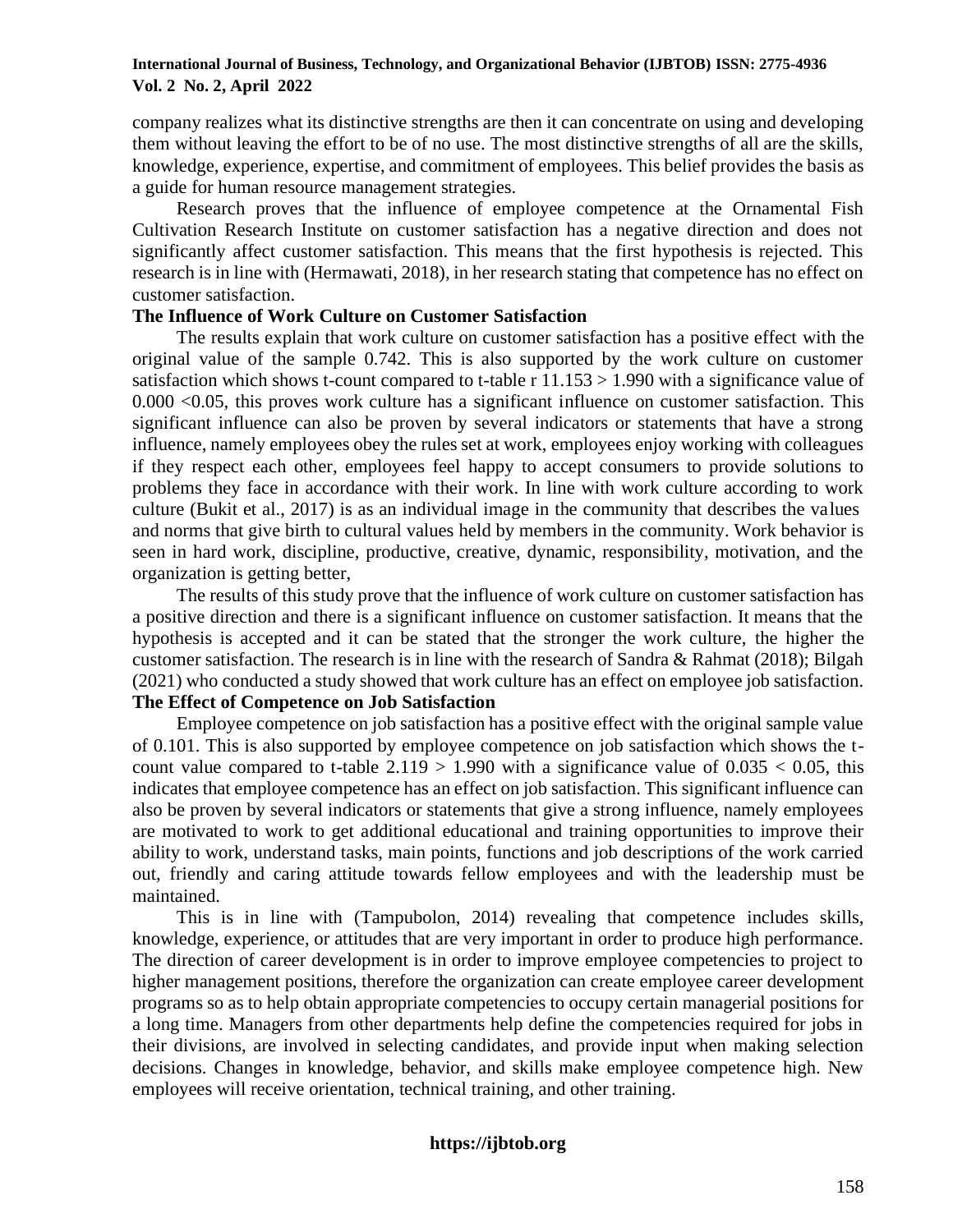company realizes what its distinctive strengths are then it can concentrate on using and developing them without leaving the effort to be of no use. The most distinctive strengths of all are the skills, knowledge, experience, expertise, and commitment of employees. This belief provides the basis as a guide for human resource management strategies.

Research proves that the influence of employee competence at the Ornamental Fish Cultivation Research Institute on customer satisfaction has a negative direction and does not significantly affect customer satisfaction. This means that the first hypothesis is rejected. This research is in line with (Hermawati, 2018), in her research stating that competence has no effect on customer satisfaction.

**The Influence of Work Culture on Customer Satisfaction**

The results explain that work culture on customer satisfaction has a positive effect with the original value of the sample 0.742. This is also supported by the work culture on customer satisfaction which shows t-count compared to t-table r 11.153 > 1.990 with a significance value of 0.000 <0.05, this proves work culture has a significant influence on customer satisfaction. This significant influence can also be proven by several indicators or statements that have a strong influence, namely employees obey the rules set at work, employees enjoy working with colleagues if they respect each other, employees feel happy to accept consumers to provide solutions to problems they face in accordance with their work. In line with work culture according to work culture (Bukit et al., 2017) is as an individual image in the community that describes the values and norms that give birth to cultural values held by members in the community. Work behavior is seen in hard work, discipline, productive, creative, dynamic, responsibility, motivation, and the organization is getting better,

The results of this study prove that the influence of work culture on customer satisfaction has a positive direction and there is a significant influence on customer satisfaction. It means that the hypothesis is accepted and it can be stated that the stronger the work culture, the higher the customer satisfaction. The research is in line with the research of Sandra & Rahmat (2018); Bilgah (2021) who conducted a study showed that work culture has an effect on employee job satisfaction.

**The Effect of Competence on Job Satisfaction**

Employee competence on job satisfaction has a positive effect with the original sample value of 0.101. This is also supported by employee competence on job satisfaction which shows the t-count value compared to t-table 2.119 > 1.990 with a significance value of 0.035 < 0.05, this indicates that employee competence has an effect on job satisfaction. This significant influence can also be proven by several indicators or statements that give a strong influence, namely employees are motivated to work to get additional educational and training opportunities to improve their ability to work, understand tasks, main points, functions and job descriptions of the work carried out, friendly and caring attitude towards fellow employees and with the leadership must be maintained.

This is in line with (Tampubolon, 2014) revealing that competence includes skills, knowledge, experience, or attitudes that are very important in order to produce high performance. The direction of career development is in order to improve employee competencies to project to higher management positions, therefore the organization can create employee career development programs so as to help obtain appropriate competencies to occupy certain managerial positions for a long time. Managers from other departments help define the competencies required for jobs in their divisions, are involved in selecting candidates, and provide input when making selection decisions. Changes in knowledge, behavior, and skills make employee competence high. New employees will receive orientation, technical training, and other training.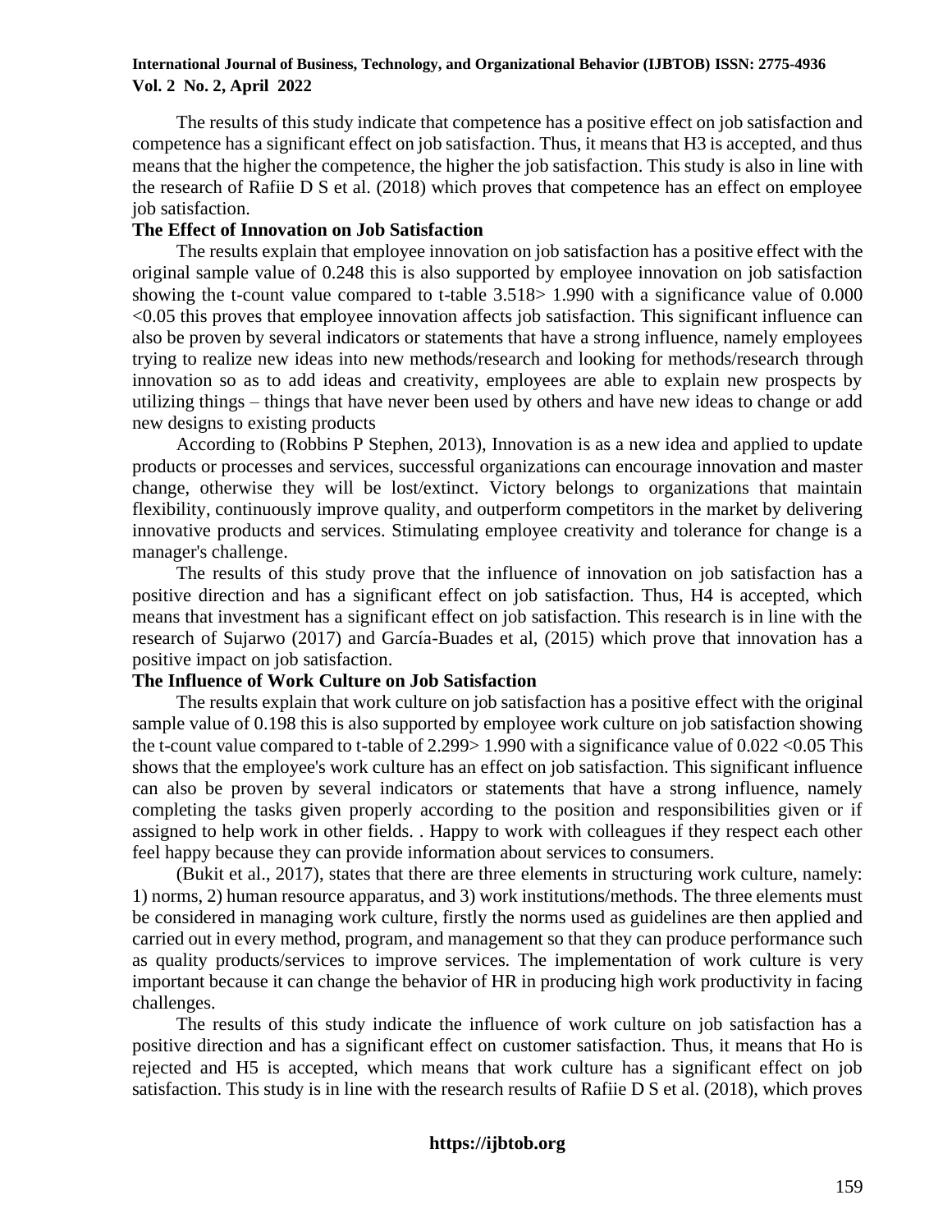The results of this study indicate that competence has a positive effect on job satisfaction and competence has a significant effect on job satisfaction. Thus, it means that H3 is accepted, and thus means that the higher the competence, the higher the job satisfaction. This study is also in line with the research of Rafiie D S et al. (2018) which proves that competence has an effect on employee job satisfaction.

**The Effect of Innovation on Job Satisfaction**

The results explain that employee innovation on job satisfaction has a positive effect with the original sample value of 0.248 this is also supported by employee innovation on job satisfaction showing the t-count value compared to t-table 3.518> 1.990 with a significance value of 0.000 <0.05 this proves that employee innovation affects job satisfaction. This significant influence can also be proven by several indicators or statements that have a strong influence, namely employees trying to realize new ideas into new methods/research and looking for methods/research through innovation so as to add ideas and creativity, employees are able to explain new prospects by utilizing things – things that have never been used by others and have new ideas to change or add new designs to existing products

According to (Robbins P Stephen, 2013), Innovation is as a new idea and applied to update products or processes and services, successful organizations can encourage innovation and master change, otherwise they will be lost/extinct. Victory belongs to organizations that maintain flexibility, continuously improve quality, and outperform competitors in the market by delivering innovative products and services. Stimulating employee creativity and tolerance for change is a manager's challenge.

The results of this study prove that the influence of innovation on job satisfaction has a positive direction and has a significant effect on job satisfaction. Thus, H4 is accepted, which means that investment has a significant effect on job satisfaction. This research is in line with the research of Sujarwo (2017) and García-Buades et al, (2015) which prove that innovation has a positive impact on job satisfaction.

**The Influence of Work Culture on Job Satisfaction**

The results explain that work culture on job satisfaction has a positive effect with the original sample value of 0.198 this is also supported by employee work culture on job satisfaction showing the t-count value compared to t-table of 2.299> 1.990 with a significance value of 0.022 <0.05 This shows that the employee's work culture has an effect on job satisfaction. This significant influence can also be proven by several indicators or statements that have a strong influence, namely completing the tasks given properly according to the position and responsibilities given or if assigned to help work in other fields. . Happy to work with colleagues if they respect each other feel happy because they can provide information about services to consumers.

(Bukit et al., 2017), states that there are three elements in structuring work culture, namely: 1) norms, 2) human resource apparatus, and 3) work institutions/methods. The three elements must be considered in managing work culture, firstly the norms used as guidelines are then applied and carried out in every method, program, and management so that they can produce performance such as quality products/services to improve services. The implementation of work culture is very important because it can change the behavior of HR in producing high work productivity in facing challenges.

The results of this study indicate the influence of work culture on job satisfaction has a positive direction and has a significant effect on customer satisfaction. Thus, it means that Ho is rejected and H5 is accepted, which means that work culture has a significant effect on job satisfaction. This study is in line with the research results of Rafiie D S et al. (2018), which proves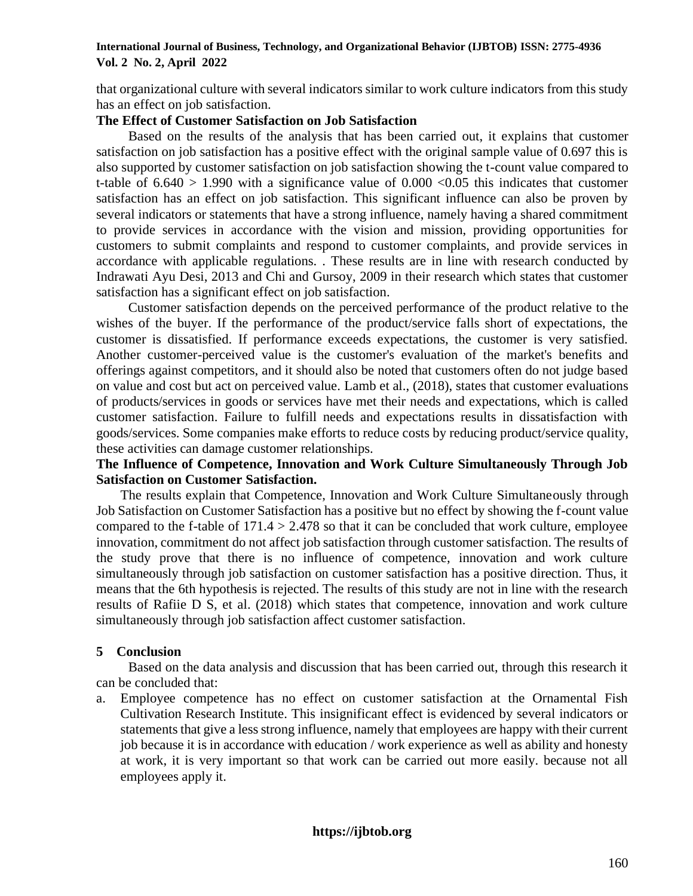that organizational culture with several indicators similar to work culture indicators from this study has an effect on job satisfaction.

**The Effect of Customer Satisfaction on Job Satisfaction**

Based on the results of the analysis that has been carried out, it explains that customer satisfaction on job satisfaction has a positive effect with the original sample value of 0.697 this is also supported by customer satisfaction on job satisfaction showing the t-count value compared to t-table of $6.640 > 1.990$ with a significance value of $0.000 < 0.05$ this indicates that customer satisfaction has an effect on job satisfaction. This significant influence can also be proven by several indicators or statements that have a strong influence, namely having a shared commitment to provide services in accordance with the vision and mission, providing opportunities for customers to submit complaints and respond to customer complaints, and provide services in accordance with applicable regulations. . These results are in line with research conducted by Indrawati Ayu Desi, 2013 and Chi and Gursoy, 2009 in their research which states that customer satisfaction has a significant effect on job satisfaction.

Customer satisfaction depends on the perceived performance of the product relative to the wishes of the buyer. If the performance of the product/service falls short of expectations, the customer is dissatisfied. If performance exceeds expectations, the customer is very satisfied. Another customer-perceived value is the customer's evaluation of the market's benefits and offerings against competitors, and it should also be noted that customers often do not judge based on value and cost but act on perceived value. Lamb et al., (2018), states that customer evaluations of products/services in goods or services have met their needs and expectations, which is called customer satisfaction. Failure to fulfill needs and expectations results in dissatisfaction with goods/services. Some companies make efforts to reduce costs by reducing product/service quality, these activities can damage customer relationships.

**The Influence of Competence, Innovation and Work Culture Simultaneously Through Job Satisfaction on Customer Satisfaction.**

The results explain that Competence, Innovation and Work Culture Simultaneously through Job Satisfaction on Customer Satisfaction has a positive but no effect by showing the f-count value compared to the f-table of $171.4 > 2.478$ so that it can be concluded that work culture, employee innovation, commitment do not affect job satisfaction through customer satisfaction. The results of the study prove that there is no influence of competence, innovation and work culture simultaneously through job satisfaction on customer satisfaction has a positive direction. Thus, it means that the 6th hypothesis is rejected. The results of this study are not in line with the research results of Rafiie D S, et al. (2018) which states that competence, innovation and work culture simultaneously through job satisfaction affect customer satisfaction.

## 5 Conclusion

Based on the data analysis and discussion that has been carried out, through this research it can be concluded that:

a. Employee competence has no effect on customer satisfaction at the Ornamental Fish Cultivation Research Institute. This insignificant effect is evidenced by several indicators or statements that give a less strong influence, namely that employees are happy with their current job because it is in accordance with education / work experience as well as ability and honesty at work, it is very important so that work can be carried out more easily. because not all employees apply it.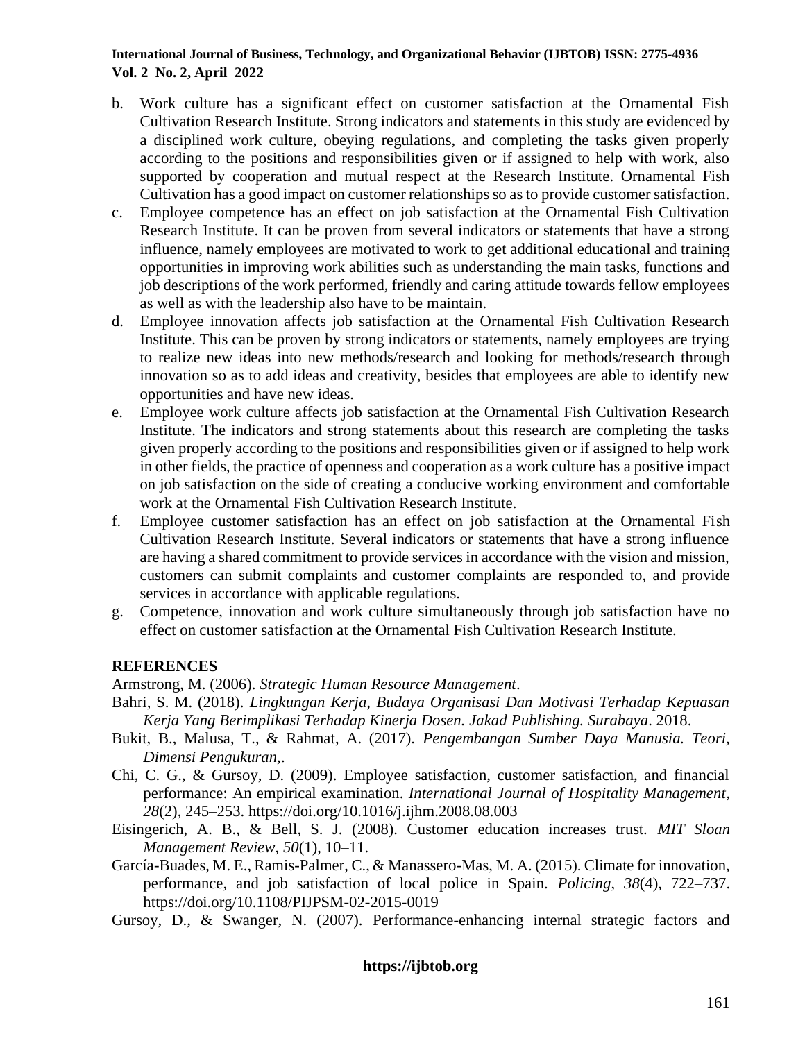b. Work culture has a significant effect on customer satisfaction at the Ornamental Fish Cultivation Research Institute. Strong indicators and statements in this study are evidenced by a disciplined work culture, obeying regulations, and completing the tasks given properly according to the positions and responsibilities given or if assigned to help with work, also supported by cooperation and mutual respect at the Research Institute. Ornamental Fish Cultivation has a good impact on customer relationships so as to provide customer satisfaction.
c. Employee competence has an effect on job satisfaction at the Ornamental Fish Cultivation Research Institute. It can be proven from several indicators or statements that have a strong influence, namely employees are motivated to work to get additional educational and training opportunities in improving work abilities such as understanding the main tasks, functions and job descriptions of the work performed, friendly and caring attitude towards fellow employees as well as with the leadership also have to be maintain.
d. Employee innovation affects job satisfaction at the Ornamental Fish Cultivation Research Institute. This can be proven by strong indicators or statements, namely employees are trying to realize new ideas into new methods/research and looking for methods/research through innovation so as to add ideas and creativity, besides that employees are able to identify new opportunities and have new ideas.
e. Employee work culture affects job satisfaction at the Ornamental Fish Cultivation Research Institute. The indicators and strong statements about this research are completing the tasks given properly according to the positions and responsibilities given or if assigned to help work in other fields, the practice of openness and cooperation as a work culture has a positive impact on job satisfaction on the side of creating a conducive working environment and comfortable work at the Ornamental Fish Cultivation Research Institute.
f. Employee customer satisfaction has an effect on job satisfaction at the Ornamental Fish Cultivation Research Institute. Several indicators or statements that have a strong influence are having a shared commitment to provide services in accordance with the vision and mission, customers can submit complaints and customer complaints are responded to, and provide services in accordance with applicable regulations.
g. Competence, innovation and work culture simultaneously through job satisfaction have no effect on customer satisfaction at the Ornamental Fish Cultivation Research Institute.

## REFERENCES

Armstrong, M. (2006). *Strategic Human Resource Management*.

Bahri, S. M. (2018). *Lingkungan Kerja, Budaya Organisasi Dan Motivasi Terhadap Kepuasan Kerja Yang Berimplikasi Terhadap Kinerja Dosen. Jakad Publishing. Surabaya*. 2018.

Bukit, B., Malusa, T., & Rahmat, A. (2017). *Pengembangan Sumber Daya Manusia. Teori, Dimensi Pengukuran,*.

Chi, C. G., & Gursoy, D. (2009). Employee satisfaction, customer satisfaction, and financial performance: An empirical examination. *International Journal of Hospitality Management*, *28*(2), 245–253. https://doi.org/10.1016/j.ijhm.2008.08.003

Eisingerich, A. B., & Bell, S. J. (2008). Customer education increases trust. *MIT Sloan Management Review*, *50*(1), 10–11.

García-Buades, M. E., Ramis-Palmer, C., & Manassero-Mas, M. A. (2015). Climate for innovation, performance, and job satisfaction of local police in Spain. *Policing*, *38*(4), 722–737. https://doi.org/10.1108/PIJPSM-02-2015-0019

Gursoy, D., & Swanger, N. (2007). Performance-enhancing internal strategic factors and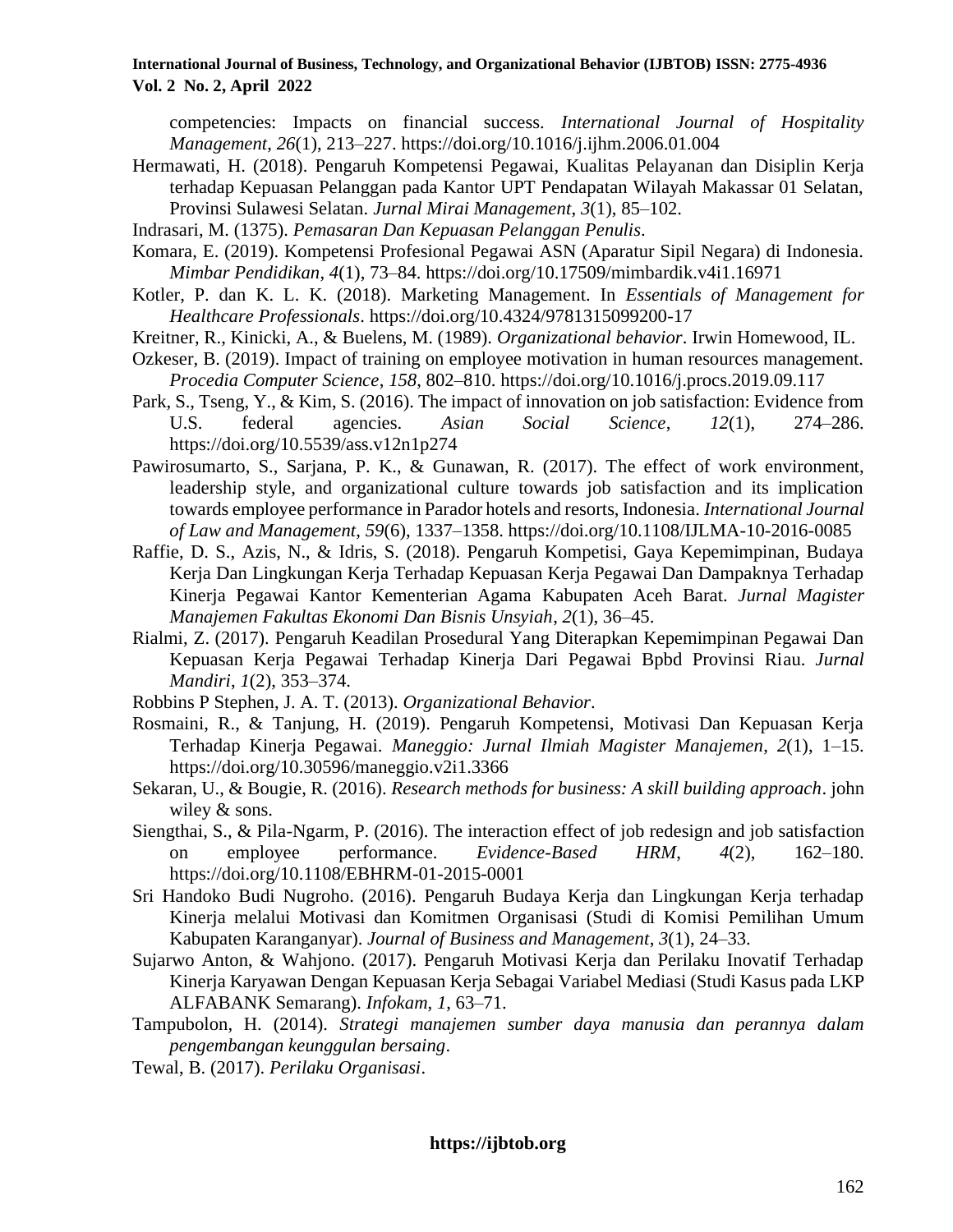competencies: Impacts on financial success. *International Journal of Hospitality Management*, *26*(1), 213–227. https://doi.org/10.1016/j.ijhm.2006.01.004

Hermawati, H. (2018). Pengaruh Kompetensi Pegawai, Kualitas Pelayanan dan Disiplin Kerja terhadap Kepuasan Pelanggan pada Kantor UPT Pendapatan Wilayah Makassar 01 Selatan, Provinsi Sulawesi Selatan. *Jurnal Mirai Management*, *3*(1), 85–102.

Indrasari, M. (1375). *Pemasaran Dan Kepuasan Pelanggan Penulis*.

Komara, E. (2019). Kompetensi Profesional Pegawai ASN (Aparatur Sipil Negara) di Indonesia. *Mimbar Pendidikan*, *4*(1), 73–84. https://doi.org/10.17509/mimbardik.v4i1.16971

Kotler, P. dan K. L. K. (2018). Marketing Management. In *Essentials of Management for Healthcare Professionals*. https://doi.org/10.4324/9781315099200-17

Kreitner, R., Kinicki, A., & Buelens, M. (1989). *Organizational behavior*. Irwin Homewood, IL.

Ozkeser, B. (2019). Impact of training on employee motivation in human resources management. *Procedia Computer Science*, *158*, 802–810. https://doi.org/10.1016/j.procs.2019.09.117

Park, S., Tseng, Y., & Kim, S. (2016). The impact of innovation on job satisfaction: Evidence from U.S. federal agencies. *Asian Social Science*, *12*(1), 274–286. https://doi.org/10.5539/ass.v12n1p274

Pawirosumarto, S., Sarjana, P. K., & Gunawan, R. (2017). The effect of work environment, leadership style, and organizational culture towards job satisfaction and its implication towards employee performance in Parador hotels and resorts, Indonesia. *International Journal of Law and Management*, *59*(6), 1337–1358. https://doi.org/10.1108/IJLMA-10-2016-0085

Raffie, D. S., Azis, N., & Idris, S. (2018). Pengaruh Kompetisi, Gaya Kepemimpinan, Budaya Kerja Dan Lingkungan Kerja Terhadap Kepuasan Kerja Pegawai Dan Dampaknya Terhadap Kinerja Pegawai Kantor Kementerian Agama Kabupaten Aceh Barat. *Jurnal Magister Manajemen Fakultas Ekonomi Dan Bisnis Unsyiah*, *2*(1), 36–45.

Rialmi, Z. (2017). Pengaruh Keadilan Prosedural Yang Diterapkan Kepemimpinan Pegawai Dan Kepuasan Kerja Pegawai Terhadap Kinerja Dari Pegawai Bpbd Provinsi Riau. *Jurnal Mandiri*, *1*(2), 353–374.

Robbins P Stephen, J. A. T. (2013). *Organizational Behavior*.

Rosmaini, R., & Tanjung, H. (2019). Pengaruh Kompetensi, Motivasi Dan Kepuasan Kerja Terhadap Kinerja Pegawai. *Maneggio: Jurnal Ilmiah Magister Manajemen*, *2*(1), 1–15. https://doi.org/10.30596/maneggio.v2i1.3366

Sekaran, U., & Bougie, R. (2016). *Research methods for business: A skill building approach*. john wiley & sons.

Siengthai, S., & Pila-Ngarm, P. (2016). The interaction effect of job redesign and job satisfaction on employee performance. *Evidence-Based HRM*, *4*(2), 162–180. https://doi.org/10.1108/EBHRM-01-2015-0001

Sri Handoko Budi Nugroho. (2016). Pengaruh Budaya Kerja dan Lingkungan Kerja terhadap Kinerja melalui Motivasi dan Komitmen Organisasi (Studi di Komisi Pemilihan Umum Kabupaten Karanganyar). *Journal of Business and Management*, *3*(1), 24–33.

Sujarwo Anton, & Wahjono. (2017). Pengaruh Motivasi Kerja dan Perilaku Inovatif Terhadap Kinerja Karyawan Dengan Kepuasan Kerja Sebagai Variabel Mediasi (Studi Kasus pada LKP ALFABANK Semarang). *Infokam*, *1*, 63–71.

Tampubolon, H. (2014). *Strategi manajemen sumber daya manusia dan perannya dalam pengembangan keunggulan bersaing*.

Tewal, B. (2017). *Perilaku Organisasi*.